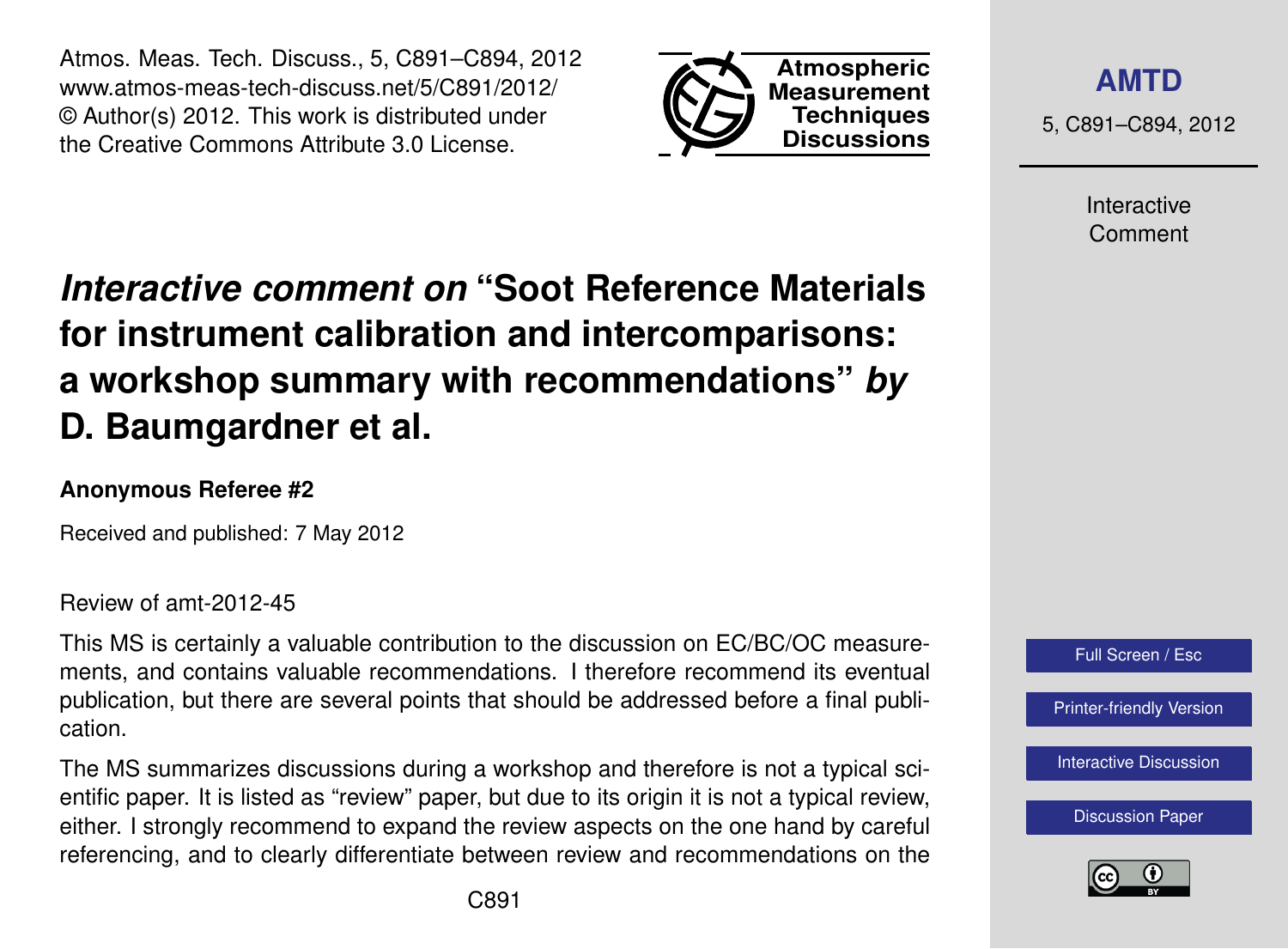# *Interactive comment on* "Soot Reference Materials for instrument calibration and intercomparisons: a workshop summary with recommendations" *by* D. Baumgardner et al.

**Anonymous Referee #2**

Received and published: 7 May 2012

Review of amt-2012-45

This MS is certainly a valuable contribution to the discussion on EC/BC/OC measurements, and contains valuable recommendations. I therefore recommend its eventual publication, but there are several points that should be addressed before a final publication.

The MS summarizes discussions during a workshop and therefore is not a typical scientific paper. It is listed as "review" paper, but due to its origin it is not a typical review, either. I strongly recommend to expand the review aspects on the one hand by careful referencing, and to clearly differentiate between review and recommendations on the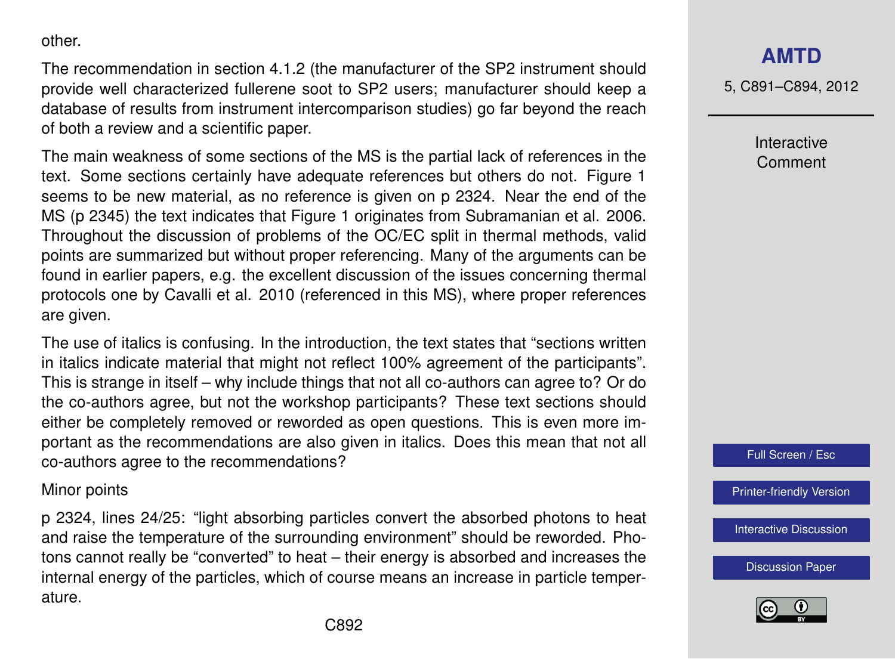other.

The recommendation in section 4.1.2 (the manufacturer of the SP2 instrument should provide well characterized fullerene soot to SP2 users; manufacturer should keep a database of results from instrument intercomparison studies) go far beyond the reach of both a review and a scientific paper.

The main weakness of some sections of the MS is the partial lack of references in the text. Some sections certainly have adequate references but others do not. Figure 1 seems to be new material, as no reference is given on p 2324. Near the end of the MS (p 2345) the text indicates that Figure 1 originates from Subramanian et al. 2006. Throughout the discussion of problems of the OC/EC split in thermal methods, valid points are summarized but without proper referencing. Many of the arguments can be found in earlier papers, e.g. the excellent discussion of the issues concerning thermal protocols one by Cavalli et al. 2010 (referenced in this MS), where proper references are given.

The use of italics is confusing. In the introduction, the text states that "sections written in italics indicate material that might not reflect 100% agreement of the participants". This is strange in itself – why include things that not all co-authors can agree to? Or do the co-authors agree, but not the workshop participants? These text sections should either be completely removed or reworded as open questions. This is even more important as the recommendations are also given in italics. Does this mean that not all co-authors agree to the recommendations?

Minor points

p 2324, lines 24/25: "light absorbing particles convert the absorbed photons to heat and raise the temperature of the surrounding environment" should be reworded. Photons cannot really be "converted" to heat – their energy is absorbed and increases the internal energy of the particles, which of course means an increase in particle temperature.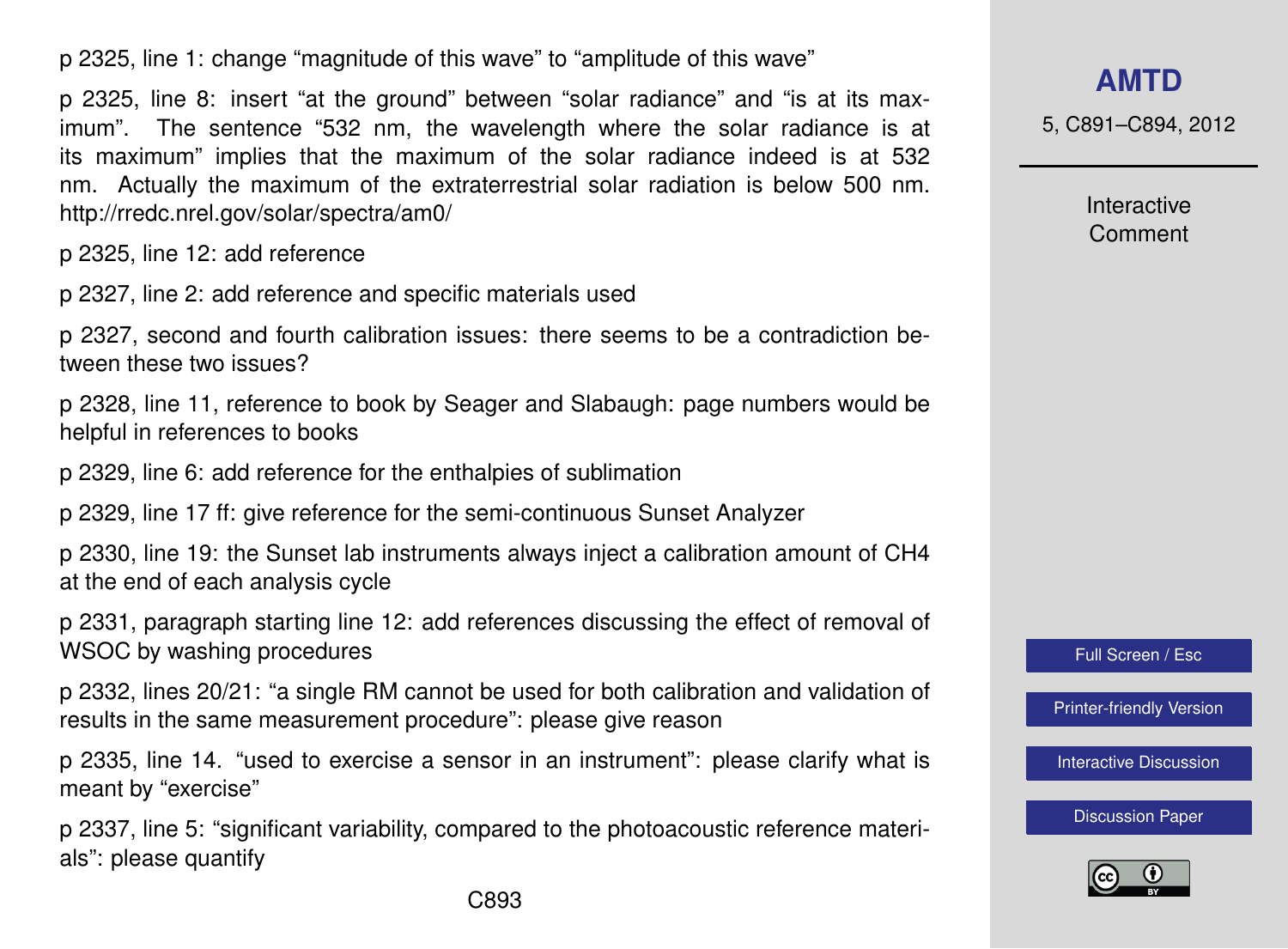p 2325, line 1: change "magnitude of this wave" to "amplitude of this wave"

p 2325, line 8: insert "at the ground" between "solar radiance" and "is at its maximum". The sentence "532 nm, the wavelength where the solar radiance is at its maximum" implies that the maximum of the solar radiance indeed is at 532 nm. Actually the maximum of the extraterrestrial solar radiation is below 500 nm. http://rredc.nrel.gov/solar/spectra/am0/

p 2325, line 12: add reference

p 2327, line 2: add reference and specific materials used

p 2327, second and fourth calibration issues: there seems to be a contradiction between these two issues?

p 2328, line 11, reference to book by Seager and Slabaugh: page numbers would be helpful in references to books

p 2329, line 6: add reference for the enthalpies of sublimation

p 2329, line 17 ff: give reference for the semi-continuous Sunset Analyzer

p 2330, line 19: the Sunset lab instruments always inject a calibration amount of $CH_4$ at the end of each analysis cycle

p 2331, paragraph starting line 12: add references discussing the effect of removal of WSOC by washing procedures

p 2332, lines 20/21: "a single RM cannot be used for both calibration and validation of results in the same measurement procedure": please give reason

p 2335, line 14. "used to exercise a sensor in an instrument": please clarify what is meant by "exercise"

p 2337, line 5: "significant variability, compared to the photoacoustic reference materials": please quantify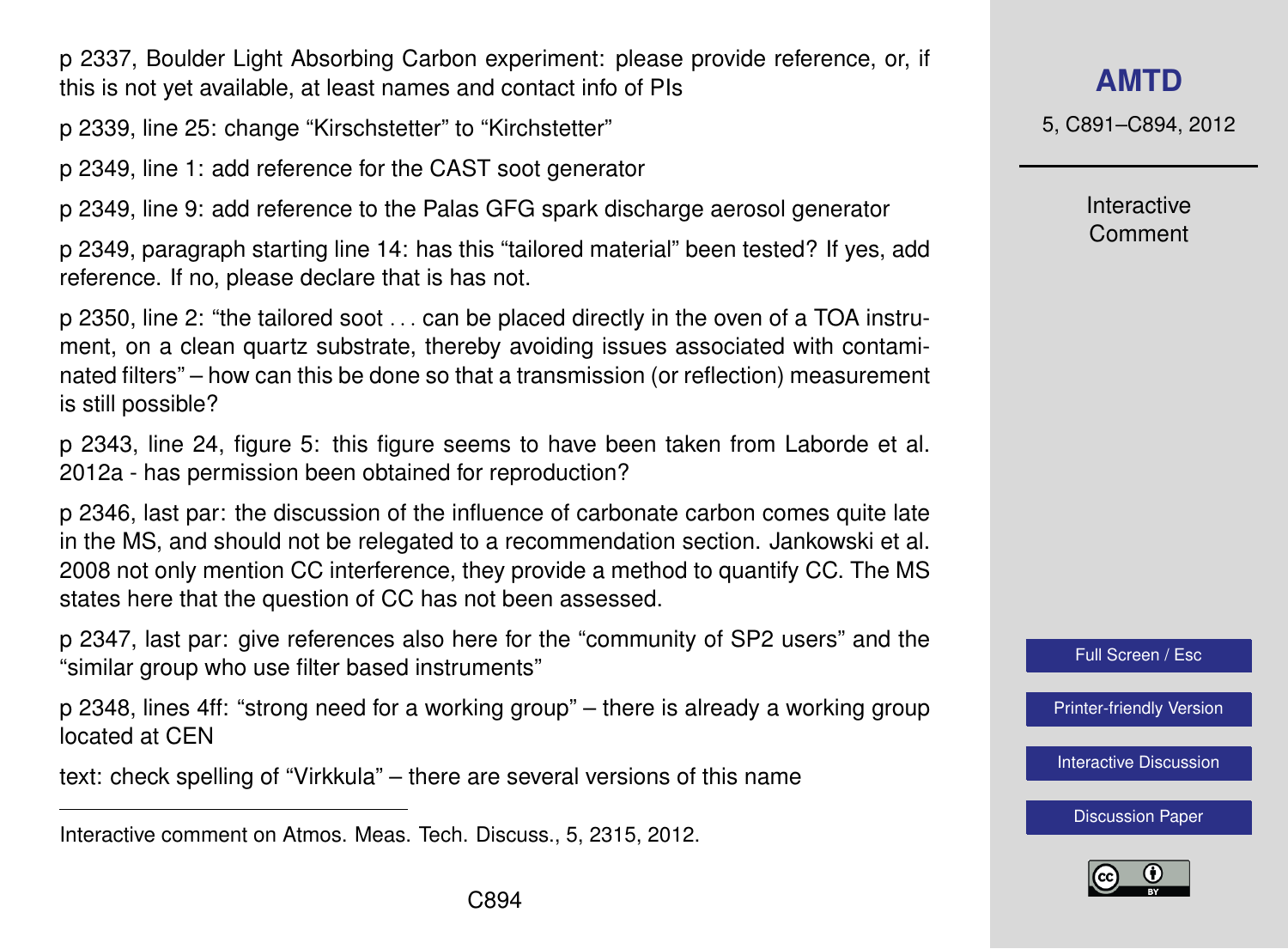p 2337, Boulder Light Absorbing Carbon experiment: please provide reference, or, if this is not yet available, at least names and contact info of PIs

p 2339, line 25: change "Kirschstetter" to "Kirchstetter"

p 2349, line 1: add reference for the CAST soot generator

p 2349, line 9: add reference to the Palas GFG spark discharge aerosol generator

p 2349, paragraph starting line 14: has this "tailored material" been tested? If yes, add reference. If no, please declare that is has not.

p 2350, line 2: "the tailored soot ... can be placed directly in the oven of a TOA instrument, on a clean quartz substrate, thereby avoiding issues associated with contaminated filters" – how can this be done so that a transmission (or reflection) measurement is still possible?

p 2343, line 24, figure 5: this figure seems to have been taken from Laborde et al. 2012a - has permission been obtained for reproduction?

p 2346, last par: the discussion of the influence of carbonate carbon comes quite late in the MS, and should not be relegated to a recommendation section. Jankowski et al. 2008 not only mention CC interference, they provide a method to quantify CC. The MS states here that the question of CC has not been assessed.

p 2347, last par: give references also here for the "community of SP2 users" and the "similar group who use filter based instruments"

p 2348, lines 4ff: "strong need for a working group" – there is already a working group located at CEN

text: check spelling of "Virkkula" – there are several versions of this name

---

Interactive comment on Atmos. Meas. Tech. Discuss., 5, 2315, 2012.